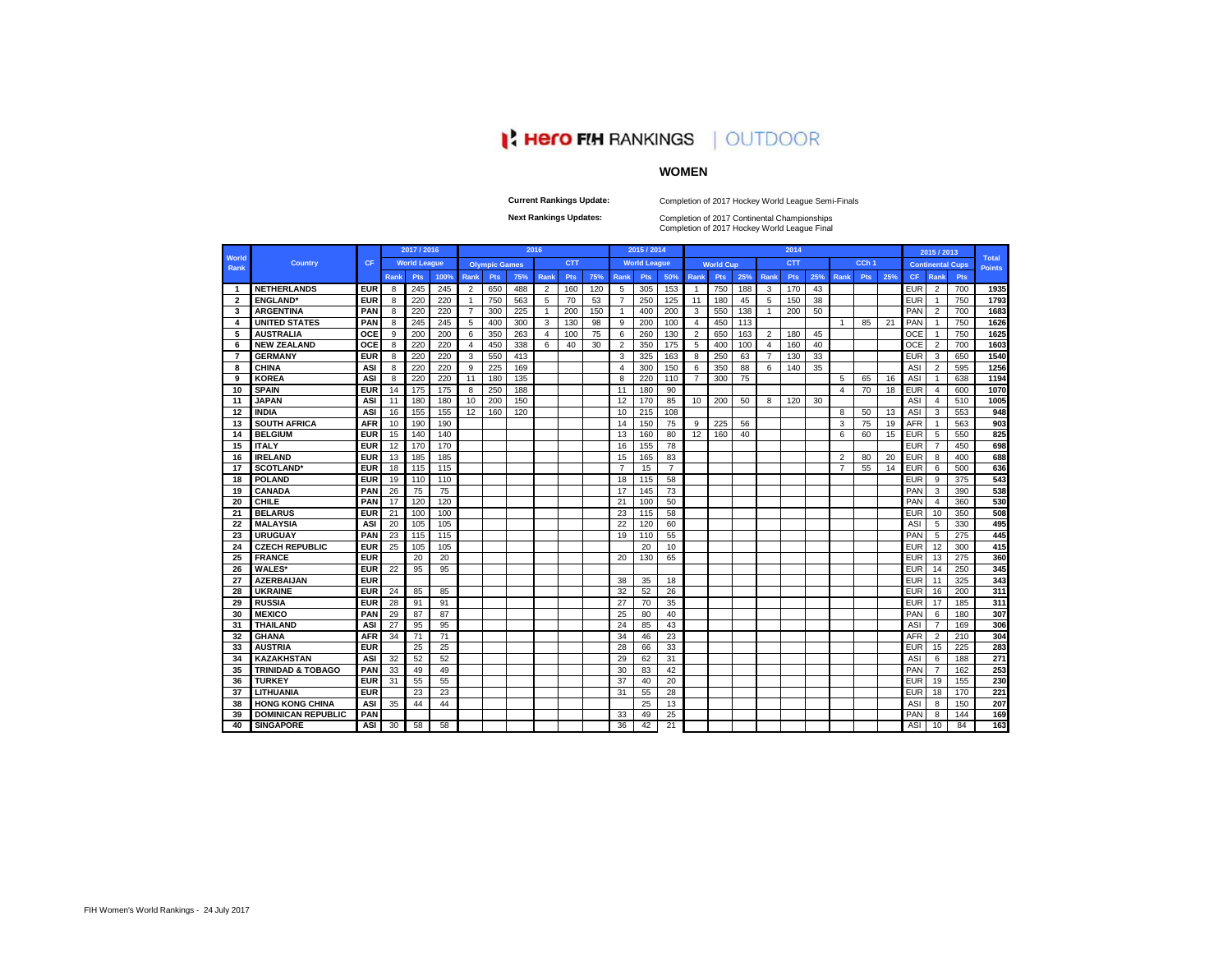# Hero FIH RANKINGS | OUTDOOR

## WOMEN

**Current Rankings Update:** Completion of 2017 Hockey World League Semi-Finals

**Next Rankings Updates:** Completion of 2017 Continental Championships
Completion of 2017 Hockey World League Final

| World Rank | Country | CF | 2017 / 2016 | | | 2016 | | | | | | 2015 / 2014 | | | 2014 | | | | | | | | | 2015 / 2013 | | | Total Points |
|---|---|---|---|---|---|---|---|---|---|---|---|---|---|---|---|---|---|---|---|---|---|---|---|---|---|---|---|
| | | | World League | | | Olympic Games | | | CTT | | | World League | | | World Cup | | | CTT | | | CCh 1 | | | Continental Cups | | | |
| | | | Rank | Pts | 100% | Rank | Pts | 75% | Rank | Pts | 75% | Rank | Pts | 50% | Rank | Pts | 25% | Rank | Pts | 25% | Rank | Pts | 25% | CF | Rank | Pts | |
| 1 | NETHERLANDS | EUR | 8 | 245 | 245 | 2 | 650 | 488 | 2 | 160 | 120 | 5 | 305 | 153 | 1 | 750 | 188 | 3 | 170 | 43 | | | | EUR | 2 | 700 | 1935 |
| 2 | ENGLAND* | EUR | 8 | 220 | 220 | 1 | 750 | 563 | 5 | 70 | 53 | 7 | 250 | 125 | 11 | 180 | 45 | 5 | 150 | 38 | | | | EUR | 1 | 750 | 1793 |
| 3 | ARGENTINA | PAN | 8 | 220 | 220 | 7 | 300 | 225 | 1 | 200 | 150 | 1 | 400 | 200 | 3 | 550 | 138 | 1 | 200 | 50 | | | | PAN | 2 | 700 | 1683 |
| 4 | UNITED STATES | PAN | 8 | 245 | 245 | 5 | 400 | 300 | 3 | 130 | 98 | 9 | 200 | 100 | 4 | 450 | 113 | | | | 1 | 85 | 21 | PAN | 1 | 750 | 1626 |
| 5 | AUSTRALIA | OCE | 9 | 200 | 200 | 6 | 350 | 263 | 4 | 100 | 75 | 6 | 260 | 130 | 2 | 650 | 163 | 2 | 180 | 45 | | | | OCE | 1 | 750 | 1625 |
| 6 | NEW ZEALAND | OCE | 8 | 220 | 220 | 4 | 450 | 338 | 6 | 40 | 30 | 2 | 350 | 175 | 5 | 400 | 100 | 4 | 160 | 40 | | | | OCE | 2 | 700 | 1603 |
| 7 | GERMANY | EUR | 8 | 220 | 220 | 3 | 550 | 413 | | | | 3 | 325 | 163 | 8 | 250 | 63 | 7 | 130 | 33 | | | | EUR | 3 | 650 | 1540 |
| 8 | CHINA | ASI | 8 | 220 | 220 | 9 | 225 | 169 | | | | 4 | 300 | 150 | 6 | 350 | 88 | 6 | 140 | 35 | | | | ASI | 2 | 595 | 1256 |
| 9 | KOREA | ASI | 8 | 220 | 220 | 11 | 180 | 135 | | | | 8 | 220 | 110 | 7 | 300 | 75 | | | | 5 | 65 | 16 | ASI | 1 | 638 | 1194 |
| 10 | SPAIN | EUR | 14 | 175 | 175 | 8 | 250 | 188 | | | | 11 | 180 | 90 | | | | | | | 4 | 70 | 18 | EUR | 4 | 600 | 1070 |
| 11 | JAPAN | ASI | 11 | 180 | 180 | 10 | 200 | 150 | | | | 12 | 170 | 85 | 10 | 200 | 50 | 8 | 120 | 30 | | | | ASI | 4 | 510 | 1005 |
| 12 | INDIA | ASI | 16 | 155 | 155 | 12 | 160 | 120 | | | | 10 | 215 | 108 | | | | | | | 8 | 50 | 13 | ASI | 3 | 553 | 948 |
| 13 | SOUTH AFRICA | AFR | 10 | 190 | 190 | | | | | | | 14 | 150 | 75 | 9 | 225 | 56 | | | | 3 | 75 | 19 | AFR | 1 | 563 | 903 |
| 14 | BELGIUM | EUR | 15 | 140 | 140 | | | | | | | 13 | 160 | 80 | 12 | 160 | 40 | | | | 6 | 60 | 15 | EUR | 5 | 550 | 825 |
| 15 | ITALY | EUR | 12 | 170 | 170 | | | | | | | 16 | 155 | 78 | | | | | | | | | | EUR | 7 | 450 | 698 |
| 16 | IRELAND | EUR | 13 | 185 | 185 | | | | | | | 15 | 165 | 83 | | | | | | | 2 | 80 | 20 | EUR | 8 | 400 | 688 |
| 17 | SCOTLAND* | EUR | 18 | 115 | 115 | | | | | | | 7 | 15 | 7 | | | | | | | 7 | 55 | 14 | EUR | 6 | 500 | 636 |
| 18 | POLAND | EUR | 19 | 110 | 110 | | | | | | | 18 | 115 | 58 | | | | | | | | | | EUR | 9 | 375 | 543 |
| 19 | CANADA | PAN | 26 | 75 | 75 | | | | | | | 17 | 145 | 73 | | | | | | | | | | PAN | 3 | 390 | 538 |
| 20 | CHILE | PAN | 17 | 120 | 120 | | | | | | | 21 | 100 | 50 | | | | | | | | | | PAN | 4 | 360 | 530 |
| 21 | BELARUS | EUR | 21 | 100 | 100 | | | | | | | 23 | 115 | 58 | | | | | | | | | | EUR | 10 | 350 | 508 |
| 22 | MALAYSIA | ASI | 20 | 105 | 105 | | | | | | | 22 | 120 | 60 | | | | | | | | | | ASI | 5 | 330 | 495 |
| 23 | URUGUAY | PAN | 23 | 115 | 115 | | | | | | | 19 | 110 | 55 | | | | | | | | | | PAN | 5 | 275 | 445 |
| 24 | CZECH REPUBLIC | EUR | 25 | 105 | 105 | | | | | | | | 20 | 10 | | | | | | | | | | EUR | 12 | 300 | 415 |
| 25 | FRANCE | EUR | | 20 | 20 | | | | | | | 20 | 130 | 65 | | | | | | | | | | EUR | 13 | 275 | 360 |
| 26 | WALES* | EUR | 22 | 95 | 95 | | | | | | | | | | | | | | | | | | | EUR | 14 | 250 | 345 |
| 27 | AZERBAIJAN | EUR | | | | | | | | | | 38 | 35 | 18 | | | | | | | | | | EUR | 11 | 325 | 343 |
| 28 | UKRAINE | EUR | 24 | 85 | 85 | | | | | | | 32 | 52 | 26 | | | | | | | | | | EUR | 16 | 200 | 311 |
| 29 | RUSSIA | EUR | 28 | 91 | 91 | | | | | | | 27 | 70 | 35 | | | | | | | | | | EUR | 17 | 185 | 311 |
| 30 | MEXICO | PAN | 29 | 87 | 87 | | | | | | | 25 | 80 | 40 | | | | | | | | | | PAN | 6 | 180 | 307 |
| 31 | THAILAND | ASI | 27 | 95 | 95 | | | | | | | 24 | 85 | 43 | | | | | | | | | | ASI | 7 | 169 | 306 |
| 32 | GHANA | AFR | 34 | 71 | 71 | | | | | | | 34 | 46 | 23 | | | | | | | | | | AFR | 2 | 210 | 304 |
| 33 | AUSTRIA | EUR | | 25 | 25 | | | | | | | 28 | 66 | 33 | | | | | | | | | | EUR | 15 | 225 | 283 |
| 34 | KAZAKHSTAN | ASI | 32 | 52 | 52 | | | | | | | 29 | 62 | 31 | | | | | | | | | | ASI | 6 | 188 | 271 |
| 35 | TRINIDAD & TOBAGO | PAN | 33 | 49 | 49 | | | | | | | 30 | 83 | 42 | | | | | | | | | | PAN | 7 | 162 | 253 |
| 36 | TURKEY | EUR | 31 | 55 | 55 | | | | | | | 37 | 40 | 20 | | | | | | | | | | EUR | 19 | 155 | 230 |
| 37 | LITHUANIA | EUR | | 23 | 23 | | | | | | | 31 | 55 | 28 | | | | | | | | | | EUR | 18 | 170 | 221 |
| 38 | HONG KONG CHINA | ASI | 35 | 44 | 44 | | | | | | | | 25 | 13 | | | | | | | | | | ASI | 8 | 150 | 207 |
| 39 | DOMINICAN REPUBLIC | PAN | | | | | | | | | | 33 | 49 | 25 | | | | | | | | | | PAN | 8 | 144 | 169 |
| 40 | SINGAPORE | ASI | 30 | 58 | 58 | | | | | | | 36 | 42 | 21 | | | | | | | | | | ASI | 10 | 84 | 163 |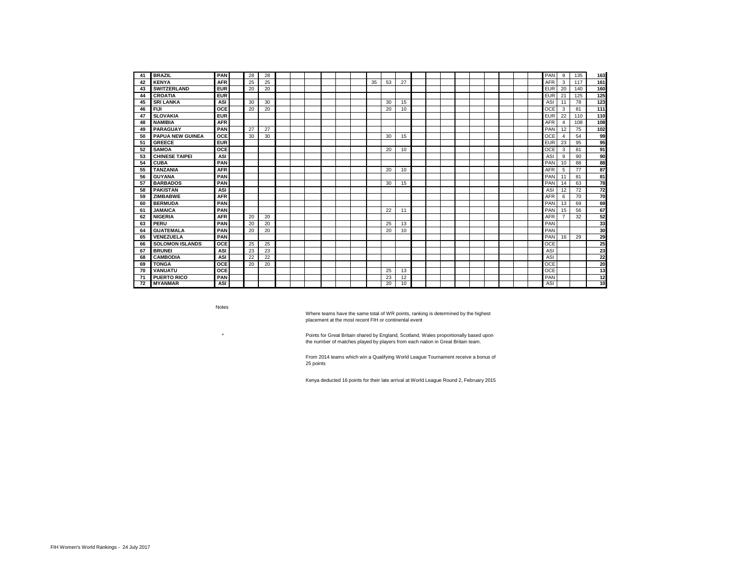| | | | | | | | | | | | | | | | | | | | | | | | | | | | |
|---|---|---|---|---|---|---|---|---|---|---|---|---|---|---|---|---|---|---|---|---|---|---|---|---|---|---|---|
| 41 | **BRAZIL** | **PAN** | | 28 | 28 | | | | | | | | | | | | | | | | | | | PAN | 9 | 135 | **163** |
| 42 | **KENYA** | **AFR** | | 25 | 25 | | | | | | | 35 | 53 | 27 | | | | | | | | | | AFR | 3 | 117 | **161** |
| 43 | **SWITZERLAND** | **EUR** | | 20 | 20 | | | | | | | | | | | | | | | | | | | EUR | 20 | 140 | **160** |
| 44 | **CROATIA** | **EUR** | | | | | | | | | | | | | | | | | | | | | | EUR | 21 | 125 | **125** |
| 45 | **SRI LANKA** | **ASI** | | 30 | 30 | | | | | | | | 30 | 15 | | | | | | | | | | ASI | 11 | 78 | **123** |
| 46 | **FIJI** | **OCE** | | 20 | 20 | | | | | | | | 20 | 10 | | | | | | | | | | OCE | 3 | 81 | **111** |
| 47 | **SLOVAKIA** | **EUR** | | | | | | | | | | | | | | | | | | | | | | EUR | 22 | 110 | **110** |
| 48 | **NAMIBIA** | **AFR** | | | | | | | | | | | | | | | | | | | | | | AFR | 4 | 108 | **108** |
| 49 | **PARAGUAY** | **PAN** | | 27 | 27 | | | | | | | | | | | | | | | | | | | PAN | 12 | 75 | **102** |
| 50 | **PAPUA NEW GUINEA** | **OCE** | | 30 | 30 | | | | | | | | 30 | 15 | | | | | | | | | | OCE | 4 | 54 | **99** |
| 51 | **GREECE** | **EUR** | | | | | | | | | | | | | | | | | | | | | | EUR | 23 | 95 | **95** |
| 52 | **SAMOA** | **OCE** | | | | | | | | | | | 20 | 10 | | | | | | | | | | OCE | 3 | 81 | **91** |
| 53 | **CHINESE TAIPEI** | **ASI** | | | | | | | | | | | | | | | | | | | | | | ASI | 9 | 90 | **90** |
| 54 | **CUBA** | **PAN** | | | | | | | | | | | | | | | | | | | | | | PAN | 10 | 88 | **88** |
| 55 | **TANZANIA** | **AFR** | | | | | | | | | | | 20 | 10 | | | | | | | | | | AFR | 5 | 77 | **87** |
| 56 | **GUYANA** | **PAN** | | | | | | | | | | | | | | | | | | | | | | PAN | 11 | 81 | **81** |
| 57 | **BARBADOS** | **PAN** | | | | | | | | | | | 30 | 15 | | | | | | | | | | PAN | 14 | 63 | **78** |
| 58 | **PAKISTAN** | **ASI** | | | | | | | | | | | | | | | | | | | | | | ASI | 12 | 72 | **72** |
| 59 | **ZIMBABWE** | **AFR** | | | | | | | | | | | | | | | | | | | | | | AFR | 6 | 70 | **70** |
| 60 | **BERMUDA** | **PAN** | | | | | | | | | | | | | | | | | | | | | | PAN | 13 | 69 | **69** |
| 61 | **JAMAICA** | **PAN** | | | | | | | | | | | 22 | 11 | | | | | | | | | | PAN | 15 | 56 | **67** |
| 62 | **NIGERIA** | **AFR** | | 20 | 20 | | | | | | | | | | | | | | | | | | | AFR | 7 | 32 | **52** |
| 63 | **PERU** | **PAN** | | 20 | 20 | | | | | | | | 25 | 13 | | | | | | | | | | PAN | | | **33** |
| 64 | **GUATEMALA** | **PAN** | | 20 | 20 | | | | | | | | 20 | 10 | | | | | | | | | | PAN | | | **30** |
| 65 | **VENEZUELA** | **PAN** | | | | | | | | | | | | | | | | | | | | | | PAN | 16 | 29 | **29** |
| 66 | **SOLOMON ISLANDS** | **OCE** | | 25 | 25 | | | | | | | | | | | | | | | | | | | OCE | | | **25** |
| 67 | **BRUNEI** | **ASI** | | 23 | 23 | | | | | | | | | | | | | | | | | | | ASI | | | **23** |
| 68 | **CAMBODIA** | **ASI** | | 22 | 22 | | | | | | | | | | | | | | | | | | | ASI | | | **22** |
| 69 | **TONGA** | **OCE** | | 20 | 20 | | | | | | | | | | | | | | | | | | | OCE | | | **20** |
| 70 | **VANUATU** | **OCE** | | | | | | | | | | | 25 | 13 | | | | | | | | | | OCE | | | **13** |
| 71 | **PUERTO RICO** | **PAN** | | | | | | | | | | | 23 | 12 | | | | | | | | | | PAN | | | **12** |
| 72 | **MYANMAR** | **ASI** | | | | | | | | | | | 20 | 10 | | | | | | | | | | ASI | | | **10** |

Notes

Where teams have the same total of WR points, ranking is determined by the highest placement at the most recent FIH or continental event

\* Points for Great Britain shared by England, Scotland, Wales proportionally based upon the number of matches played by players from each nation in Great Britain team.

From 2014 teams which win a Qualifying World League Tournament receive a bonus of 25 points

Kenya deducted 16 points for their late arrival at World League Round 2, February 2015

FIH Women's World Rankings - 24 July 2017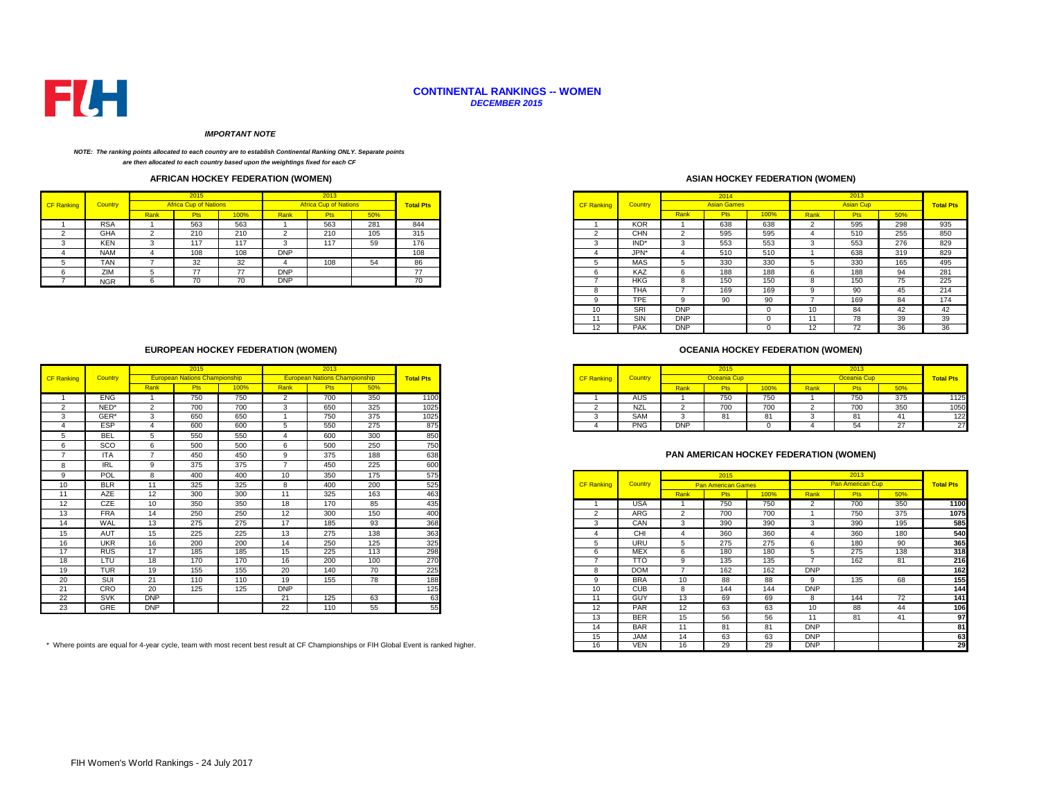# CONTINENTAL RANKINGS -- WOMEN

***DECEMBER 2015***

***IMPORTANT NOTE***

***NOTE: The ranking points allocated to each country are to establish Continental Ranking ONLY. Separate points are then allocated to each country based upon the weightings fixed for each CF***

## AFRICAN HOCKEY FEDERATION (WOMEN)

| CF Ranking | Country | 2015 Africa Cup of Nations | | | 2013 Africa Cup of Nations | | | Total Pts |
|---|---|---|---|---|---|---|---|---|
| | | Rank | Pts | 100% | Rank | Pts | 50% | |
| 1 | RSA | 1 | 563 | 563 | 1 | 563 | 281 | 844 |
| 2 | GHA | 2 | 210 | 210 | 2 | 210 | 105 | 315 |
| 3 | KEN | 3 | 117 | 117 | 3 | 117 | 59 | 176 |
| 4 | NAM | 4 | 108 | 108 | DNP | | | 108 |
| 5 | TAN | 7 | 32 | 32 | 4 | 108 | 54 | 86 |
| 6 | ZIM | 5 | 77 | 77 | DNP | | | 77 |
| 7 | NGR | 6 | 70 | 70 | DNP | | | 70 |

## ASIAN HOCKEY FEDERATION (WOMEN)

| CF Ranking | Country | 2014 Asian Games | | | 2013 Asian Cup | | | Total Pts |
|---|---|---|---|---|---|---|---|---|
| | | Rank | Pts | 100% | Rank | Pts | 50% | |
| 1 | KOR | 1 | 638 | 638 | 2 | 595 | 298 | 935 |
| 2 | CHN | 2 | 595 | 595 | 4 | 510 | 255 | 850 |
| 3 | IND* | 3 | 553 | 553 | 3 | 553 | 276 | 829 |
| 4 | JPN* | 4 | 510 | 510 | 1 | 638 | 319 | 829 |
| 5 | MAS | 5 | 330 | 330 | 5 | 330 | 165 | 495 |
| 6 | KAZ | 6 | 188 | 188 | 6 | 188 | 94 | 281 |
| 7 | HKG | 8 | 150 | 150 | 8 | 150 | 75 | 225 |
| 8 | THA | 7 | 169 | 169 | 9 | 90 | 45 | 214 |
| 9 | TPE | 9 | 90 | 90 | 7 | 169 | 84 | 174 |
| 10 | SRI | DNP | | 0 | 10 | 84 | 42 | 42 |
| 11 | SIN | DNP | | 0 | 11 | 78 | 39 | 39 |
| 12 | PAK | DNP | | 0 | 12 | 72 | 36 | 36 |

## EUROPEAN HOCKEY FEDERATION (WOMEN)

| CF Ranking | Country | 2015 European Nations Championship | | | 2013 European Nations Championship | | | Total Pts |
|---|---|---|---|---|---|---|---|---|
| | | Rank | Pts | 100% | Rank | Pts | 50% | |
| 1 | ENG | 1 | 750 | 750 | 2 | 700 | 350 | 1100 |
| 2 | NED* | 2 | 700 | 700 | 3 | 650 | 325 | 1025 |
| 3 | GER* | 3 | 650 | 650 | 1 | 750 | 375 | 1025 |
| 4 | ESP | 4 | 600 | 600 | 5 | 550 | 275 | 875 |
| 5 | BEL | 5 | 550 | 550 | 4 | 600 | 300 | 850 |
| 6 | SCO | 6 | 500 | 500 | 6 | 500 | 250 | 750 |
| 7 | ITA | 7 | 450 | 450 | 9 | 375 | 188 | 638 |
| 8 | IRL | 9 | 375 | 375 | 7 | 450 | 225 | 600 |
| 9 | POL | 8 | 400 | 400 | 10 | 350 | 175 | 575 |
| 10 | BLR | 11 | 325 | 325 | 8 | 400 | 200 | 525 |
| 11 | AZE | 12 | 300 | 300 | 11 | 325 | 163 | 463 |
| 12 | CZE | 10 | 350 | 350 | 18 | 170 | 85 | 435 |
| 13 | FRA | 14 | 250 | 250 | 12 | 300 | 150 | 400 |
| 14 | WAL | 13 | 275 | 275 | 17 | 185 | 93 | 368 |
| 15 | AUT | 15 | 225 | 225 | 13 | 275 | 138 | 363 |
| 16 | UKR | 16 | 200 | 200 | 14 | 250 | 125 | 325 |
| 17 | RUS | 17 | 185 | 185 | 15 | 225 | 113 | 298 |
| 18 | LTU | 18 | 170 | 170 | 16 | 200 | 100 | 270 |
| 19 | TUR | 19 | 155 | 155 | 20 | 140 | 70 | 225 |
| 20 | SUI | 21 | 110 | 110 | 19 | 155 | 78 | 188 |
| 21 | CRO | 20 | 125 | 125 | DNP | | | 125 |
| 22 | SVK | DNP | | | 21 | 125 | 63 | 63 |
| 23 | GRE | DNP | | | 22 | 110 | 55 | 55 |

\* Where points are equal for 4-year cycle, team with most recent best result at CF Championships or FIH Global Event is ranked higher.

## OCEANIA HOCKEY FEDERATION (WOMEN)

| CF Ranking | Country | 2015 Oceania Cup | | | 2013 Oceania Cup | | | Total Pts |
|---|---|---|---|---|---|---|---|---|
| | | Rank | Pts | 100% | Rank | Pts | 50% | |
| 1 | AUS | 1 | 750 | 750 | 1 | 750 | 375 | 1125 |
| 2 | NZL | 2 | 700 | 700 | 2 | 700 | 350 | 1050 |
| 3 | SAM | 3 | 81 | 81 | 3 | 81 | 41 | 122 |
| 4 | PNG | DNP | | 0 | 4 | 54 | 27 | 27 |

## PAN AMERICAN HOCKEY FEDERATION (WOMEN)

| CF Ranking | Country | 2015 Pan American Games | | | 2013 Pan American Cup | | | Total Pts |
|---|---|---|---|---|---|---|---|---|
| | | Rank | Pts | 100% | Rank | Pts | 50% | |
| 1 | USA | 1 | 750 | 750 | 2 | 700 | 350 | **1100** |
| 2 | ARG | 2 | 700 | 700 | 1 | 750 | 375 | **1075** |
| 3 | CAN | 3 | 390 | 390 | 3 | 390 | 195 | **585** |
| 4 | CHI | 4 | 360 | 360 | 4 | 360 | 180 | **540** |
| 5 | URU | 5 | 275 | 275 | 6 | 180 | 90 | **365** |
| 6 | MEX | 6 | 180 | 180 | 5 | 275 | 138 | **318** |
| 7 | TTO | 9 | 135 | 135 | 7 | 162 | 81 | **216** |
| 8 | DOM | 7 | 162 | 162 | DNP | | | **162** |
| 9 | BRA | 10 | 88 | 88 | 9 | 135 | 68 | **155** |
| 10 | CUB | 8 | 144 | 144 | DNP | | | **144** |
| 11 | GUY | 13 | 69 | 69 | 8 | 144 | 72 | **141** |
| 12 | PAR | 12 | 63 | 63 | 10 | 88 | 44 | **106** |
| 13 | BER | 15 | 56 | 56 | 11 | 81 | 41 | **97** |
| 14 | BAR | 11 | 81 | 81 | DNP | | | **81** |
| 15 | JAM | 14 | 63 | 63 | DNP | | | **63** |
| 16 | VEN | 16 | 29 | 29 | DNP | | | **29** |

FIH Women's World Rankings - 24 July 2017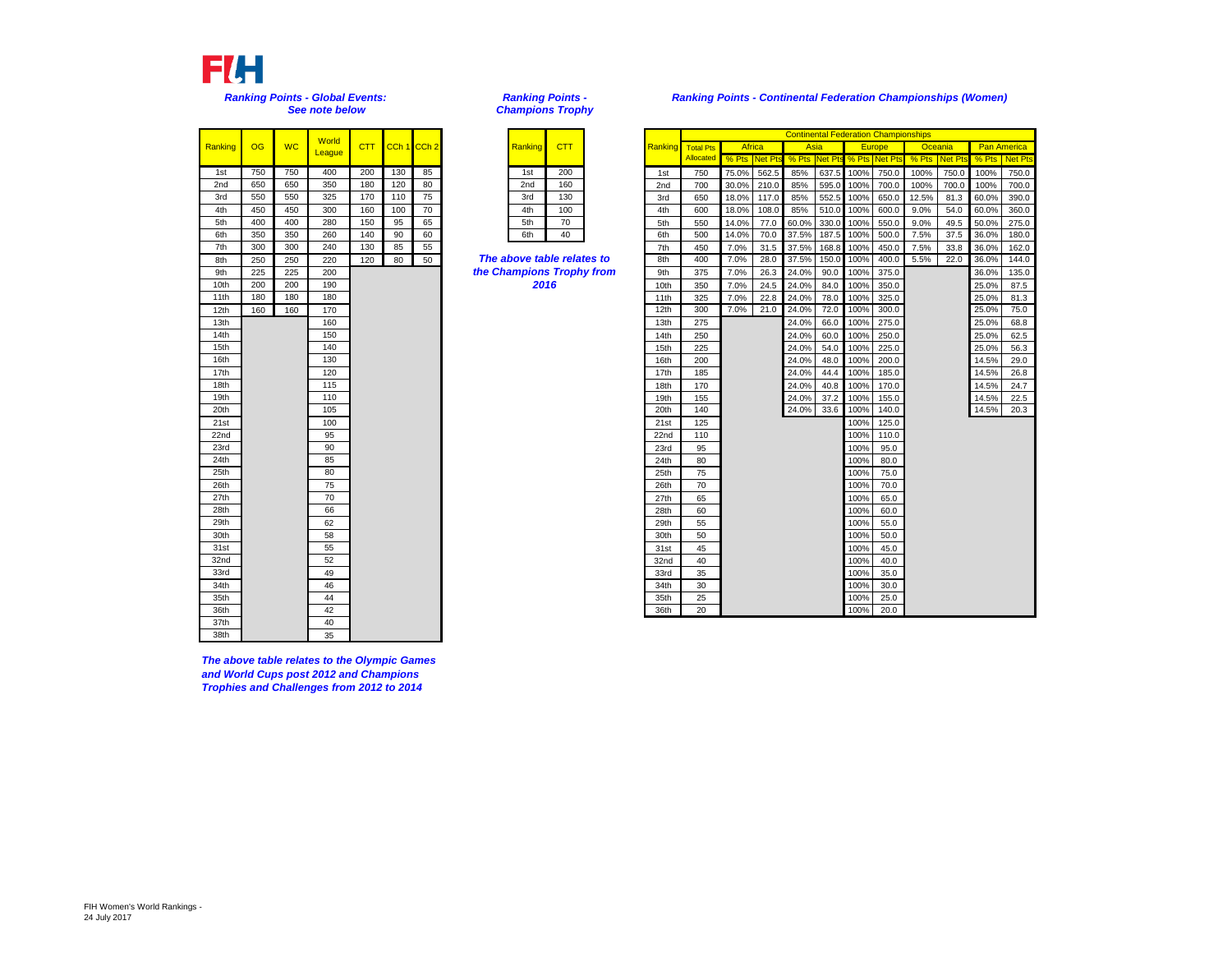FIH

## *Ranking Points - Global Events: See note below*

| Ranking | OG | WC | World League | CTT | CCh 1 | CCh 2 |
|---|---|---|---|---|---|---|
| 1st | 750 | 750 | 400 | 200 | 130 | 85 |
| 2nd | 650 | 650 | 350 | 180 | 120 | 80 |
| 3rd | 550 | 550 | 325 | 170 | 110 | 75 |
| 4th | 450 | 450 | 300 | 160 | 100 | 70 |
| 5th | 400 | 400 | 280 | 150 | 95 | 65 |
| 6th | 350 | 350 | 260 | 140 | 90 | 60 |
| 7th | 300 | 300 | 240 | 130 | 85 | 55 |
| 8th | 250 | 250 | 220 | 120 | 80 | 50 |
| 9th | 225 | 225 | 200 | | | |
| 10th | 200 | 200 | 190 | | | |
| 11th | 180 | 180 | 180 | | | |
| 12th | 160 | 160 | 170 | | | |
| 13th | | | 160 | | | |
| 14th | | | 150 | | | |
| 15th | | | 140 | | | |
| 16th | | | 130 | | | |
| 17th | | | 120 | | | |
| 18th | | | 115 | | | |
| 19th | | | 110 | | | |
| 20th | | | 105 | | | |
| 21st | | | 100 | | | |
| 22nd | | | 95 | | | |
| 23rd | | | 90 | | | |
| 24th | | | 85 | | | |
| 25th | | | 80 | | | |
| 26th | | | 75 | | | |
| 27th | | | 70 | | | |
| 28th | | | 66 | | | |
| 29th | | | 62 | | | |
| 30th | | | 58 | | | |
| 31st | | | 55 | | | |
| 32nd | | | 52 | | | |
| 33rd | | | 49 | | | |
| 34th | | | 46 | | | |
| 35th | | | 44 | | | |
| 36th | | | 42 | | | |
| 37th | | | 40 | | | |
| 38th | | | 35 | | | |

***The above table relates to the Olympic Games and World Cups post 2012 and Champions Trophies and Challenges from 2012 to 2014***

## *Ranking Points - Champions Trophy*

| Ranking | CTT |
|---|---|
| 1st | 200 |
| 2nd | 160 |
| 3rd | 130 |
| 4th | 100 |
| 5th | 70 |
| 6th | 40 |

***The above table relates to the Champions Trophy from 2016***

## *Ranking Points - Continental Federation Championships (Women)*

| Ranking | Continental Federation Championships | | | | | | | | | | |
|---|---|---|---|---|---|---|---|---|---|---|---|
| | Total Pts Allocated | Africa | | Asia | | Europe | | Oceania | | Pan America | |
| | | % Pts | Net Pts | % Pts | Net Pts | % Pts | Net Pts | % Pts | Net Pts | % Pts | Net Pts |
| 1st | 750 | 75.0% | 562.5 | 85% | 637.5 | 100% | 750.0 | 100% | 750.0 | 100% | 750.0 |
| 2nd | 700 | 30.0% | 210.0 | 85% | 595.0 | 100% | 700.0 | 100% | 700.0 | 100% | 700.0 |
| 3rd | 650 | 18.0% | 117.0 | 85% | 552.5 | 100% | 650.0 | 12.5% | 81.3 | 60.0% | 390.0 |
| 4th | 600 | 18.0% | 108.0 | 85% | 510.0 | 100% | 600.0 | 9.0% | 54.0 | 60.0% | 360.0 |
| 5th | 550 | 14.0% | 77.0 | 60.0% | 330.0 | 100% | 550.0 | 9.0% | 49.5 | 50.0% | 275.0 |
| 6th | 500 | 14.0% | 70.0 | 37.5% | 187.5 | 100% | 500.0 | 7.5% | 37.5 | 36.0% | 180.0 |
| 7th | 450 | 7.0% | 31.5 | 37.5% | 168.8 | 100% | 450.0 | 7.5% | 33.8 | 36.0% | 162.0 |
| 8th | 400 | 7.0% | 28.0 | 37.5% | 150.0 | 100% | 400.0 | 5.5% | 22.0 | 36.0% | 144.0 |
| 9th | 375 | 7.0% | 26.3 | 24.0% | 90.0 | 100% | 375.0 | | | 36.0% | 135.0 |
| 10th | 350 | 7.0% | 24.5 | 24.0% | 84.0 | 100% | 350.0 | | | 25.0% | 87.5 |
| 11th | 325 | 7.0% | 22.8 | 24.0% | 78.0 | 100% | 325.0 | | | 25.0% | 81.3 |
| 12th | 300 | 7.0% | 21.0 | 24.0% | 72.0 | 100% | 300.0 | | | 25.0% | 75.0 |
| 13th | 275 | | | 24.0% | 66.0 | 100% | 275.0 | | | 25.0% | 68.8 |
| 14th | 250 | | | 24.0% | 60.0 | 100% | 250.0 | | | 25.0% | 62.5 |
| 15th | 225 | | | 24.0% | 54.0 | 100% | 225.0 | | | 25.0% | 56.3 |
| 16th | 200 | | | 24.0% | 48.0 | 100% | 200.0 | | | 14.5% | 29.0 |
| 17th | 185 | | | 24.0% | 44.4 | 100% | 185.0 | | | 14.5% | 26.8 |
| 18th | 170 | | | 24.0% | 40.8 | 100% | 170.0 | | | 14.5% | 24.7 |
| 19th | 155 | | | 24.0% | 37.2 | 100% | 155.0 | | | 14.5% | 22.5 |
| 20th | 140 | | | 24.0% | 33.6 | 100% | 140.0 | | | 14.5% | 20.3 |
| 21st | 125 | | | | | 100% | 125.0 | | | | |
| 22nd | 110 | | | | | 100% | 110.0 | | | | |
| 23rd | 95 | | | | | 100% | 95.0 | | | | |
| 24th | 80 | | | | | 100% | 80.0 | | | | |
| 25th | 75 | | | | | 100% | 75.0 | | | | |
| 26th | 70 | | | | | 100% | 70.0 | | | | |
| 27th | 65 | | | | | 100% | 65.0 | | | | |
| 28th | 60 | | | | | 100% | 60.0 | | | | |
| 29th | 55 | | | | | 100% | 55.0 | | | | |
| 30th | 50 | | | | | 100% | 50.0 | | | | |
| 31st | 45 | | | | | 100% | 45.0 | | | | |
| 32nd | 40 | | | | | 100% | 40.0 | | | | |
| 33rd | 35 | | | | | 100% | 35.0 | | | | |
| 34th | 30 | | | | | 100% | 30.0 | | | | |
| 35th | 25 | | | | | 100% | 25.0 | | | | |
| 36th | 20 | | | | | 100% | 20.0 | | | | |

FIH Women's World Rankings - 24 July 2017